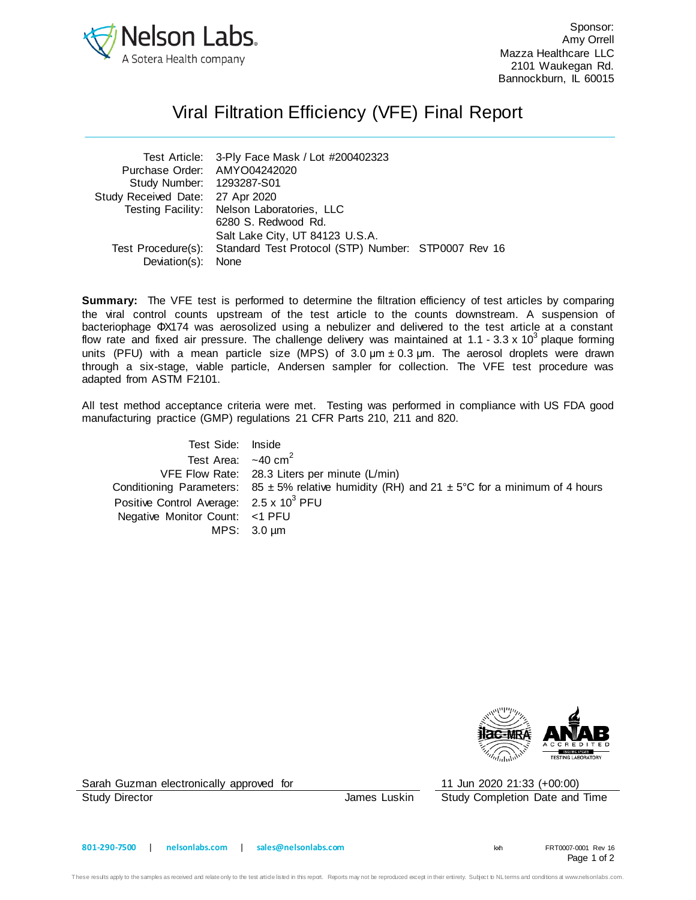Sponsor:
Amy Orrell
Mazza Healthcare LLC
2101 Waukegan Rd.
Bannockburn, IL 60015

# Viral Filtration Efficiency (VFE) Final Report

| | |
|---|---|
| Test Article: | 3-Ply Face Mask / Lot #200402323 |
| Purchase Order: | AMYO04242020 |
| Study Number: | 1293287-S01 |
| Study Received Date: | 27 Apr 2020 |
| Testing Facility: | Nelson Laboratories, LLC<br>6280 S. Redwood Rd.<br>Salt Lake City, UT 84123 U.S.A. |
| Test Procedure(s): | Standard Test Protocol (STP) Number: STP0007 Rev 16 |
| Deviation(s): | None |

**Summary:** The VFE test is performed to determine the filtration efficiency of test articles by comparing the viral control counts upstream of the test article to the counts downstream. A suspension of bacteriophage ΦX174 was aerosolized using a nebulizer and delivered to the test article at a constant flow rate and fixed air pressure. The challenge delivery was maintained at 1.1 - 3.3 x $10^3$ plaque forming units (PFU) with a mean particle size (MPS) of 3.0 µm ± 0.3 µm. The aerosol droplets were drawn through a six-stage, viable particle, Andersen sampler for collection. The VFE test procedure was adapted from ASTM F2101.

All test method acceptance criteria were met. Testing was performed in compliance with US FDA good manufacturing practice (GMP) regulations 21 CFR Parts 210, 211 and 820.

| | |
|---|---|
| Test Side: | Inside |
| Test Area: | ~40 $cm^2$ |
| VFE Flow Rate: | 28.3 Liters per minute (L/min) |
| Conditioning Parameters: | 85 ± 5% relative humidity (RH) and 21 ± 5°C for a minimum of 4 hours |
| Positive Control Average: | 2.5 x $10^3$ PFU |
| Negative Monitor Count: | <1 PFU |
| MPS: | 3.0 µm |

Sarah Guzman electronically approved for James Luskin — Study Director

11 Jun 2020 21:33 (+00:00) — Study Completion Date and Time

801-290-7500 | nelsonlabs.com | sales@nelsonlabs.com

kxh FRT0007-0001 Rev 16

These results apply to the samples as received and relate only to the test article listed in this report. Reports may not be reproduced except in their entirety. Subject to NL terms and conditions at www.nelsonlabs.com.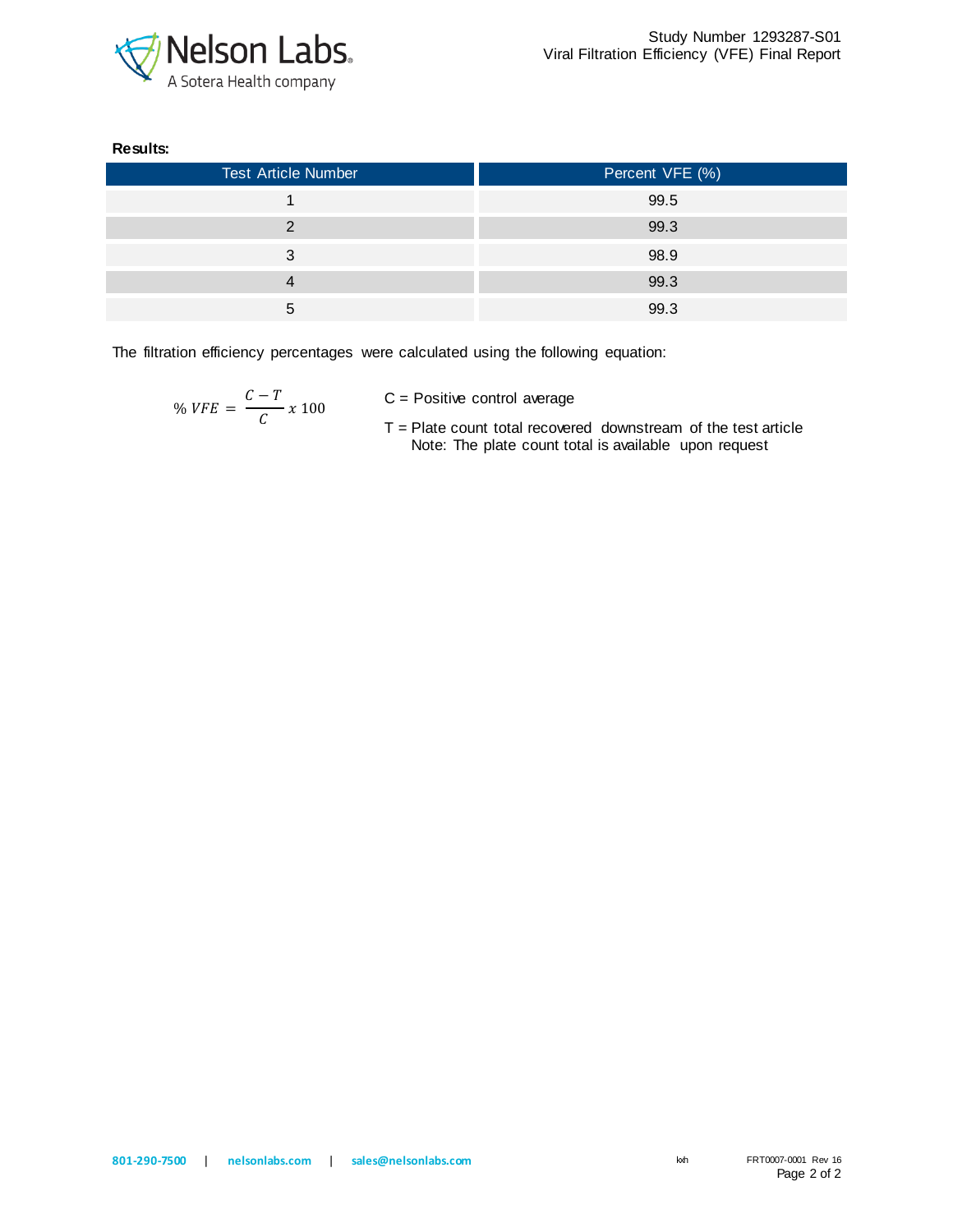**Results:**

| Test Article Number | Percent VFE (%) |
|---|---|
| 1 | 99.5 |
| 2 | 99.3 |
| 3 | 98.9 |
| 4 | 99.3 |
| 5 | 99.3 |

The filtration efficiency percentages were calculated using the following equation:

$$\% \, VFE = \frac{C - T}{C} \, x \, 100$$

C = Positive control average

T = Plate count total recovered downstream of the test article
Note: The plate count total is available upon request